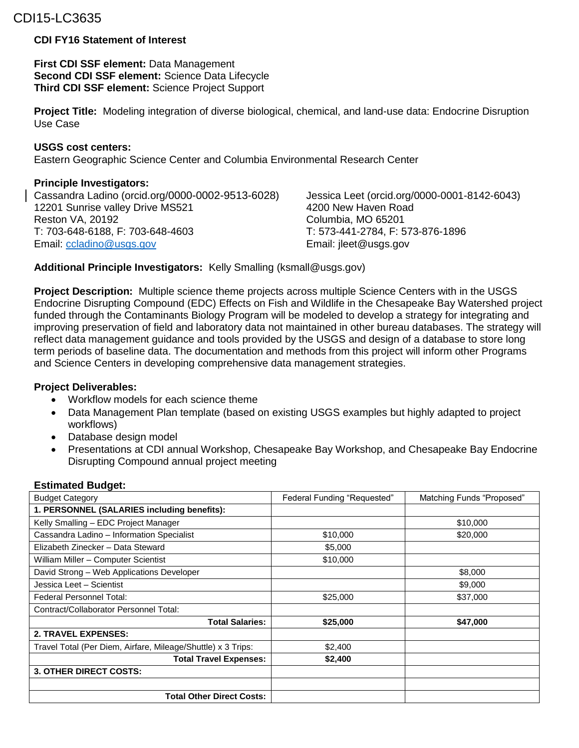CDI15-LC3635

**CDI FY16 Statement of Interest**

**First CDI SSF element:** Data Management
**Second CDI SSF element:** Science Data Lifecycle
**Third CDI SSF element:** Science Project Support

**Project Title:** Modeling integration of diverse biological, chemical, and land-use data: Endocrine Disruption Use Case

**USGS cost centers:**
Eastern Geographic Science Center and Columbia Environmental Research Center

**Principle Investigators:**

Cassandra Ladino (orcid.org/0000-0002-9513-6028)
12201 Sunrise valley Drive MS521
Reston VA, 20192
T: 703-648-6188, F: 703-648-4603
Email: [ccladino@usgs.gov](mailto:ccladino@usgs.gov)

Jessica Leet (orcid.org/0000-0001-8142-6043)
4200 New Haven Road
Columbia, MO 65201
T: 573-441-2784, F: 573-876-1896
Email: jleet@usgs.gov

**Additional Principle Investigators:** Kelly Smalling (ksmall@usgs.gov)

**Project Description:** Multiple science theme projects across multiple Science Centers with in the USGS Endocrine Disrupting Compound (EDC) Effects on Fish and Wildlife in the Chesapeake Bay Watershed project funded through the Contaminants Biology Program will be modeled to develop a strategy for integrating and improving preservation of field and laboratory data not maintained in other bureau databases. The strategy will reflect data management guidance and tools provided by the USGS and design of a database to store long term periods of baseline data. The documentation and methods from this project will inform other Programs and Science Centers in developing comprehensive data management strategies.

**Project Deliverables:**

- Workflow models for each science theme
- Data Management Plan template (based on existing USGS examples but highly adapted to project workflows)
- Database design model
- Presentations at CDI annual Workshop, Chesapeake Bay Workshop, and Chesapeake Bay Endocrine Disrupting Compound annual project meeting

**Estimated Budget:**

| Budget Category | Federal Funding "Requested" | Matching Funds "Proposed" |
|---|---|---|
| **1. PERSONNEL (SALARIES including benefits):** | | |
| Kelly Smalling – EDC Project Manager | | $10,000 |
| Cassandra Ladino – Information Specialist | $10,000 | $20,000 |
| Elizabeth Zinecker – Data Steward | $5,000 | |
| William Miller – Computer Scientist | $10,000 | |
| David Strong – Web Applications Developer | | $8,000 |
| Jessica Leet – Scientist | | $9,000 |
| Federal Personnel Total: | $25,000 | $37,000 |
| Contract/Collaborator Personnel Total: | | |
| **Total Salaries:** | **$25,000** | **$47,000** |
| **2. TRAVEL EXPENSES:** | | |
| Travel Total (Per Diem, Airfare, Mileage/Shuttle) x 3 Trips: | $2,400 | |
| **Total Travel Expenses:** | **$2,400** | |
| **3. OTHER DIRECT COSTS:** | | |
| | | |
| **Total Other Direct Costs:** | | |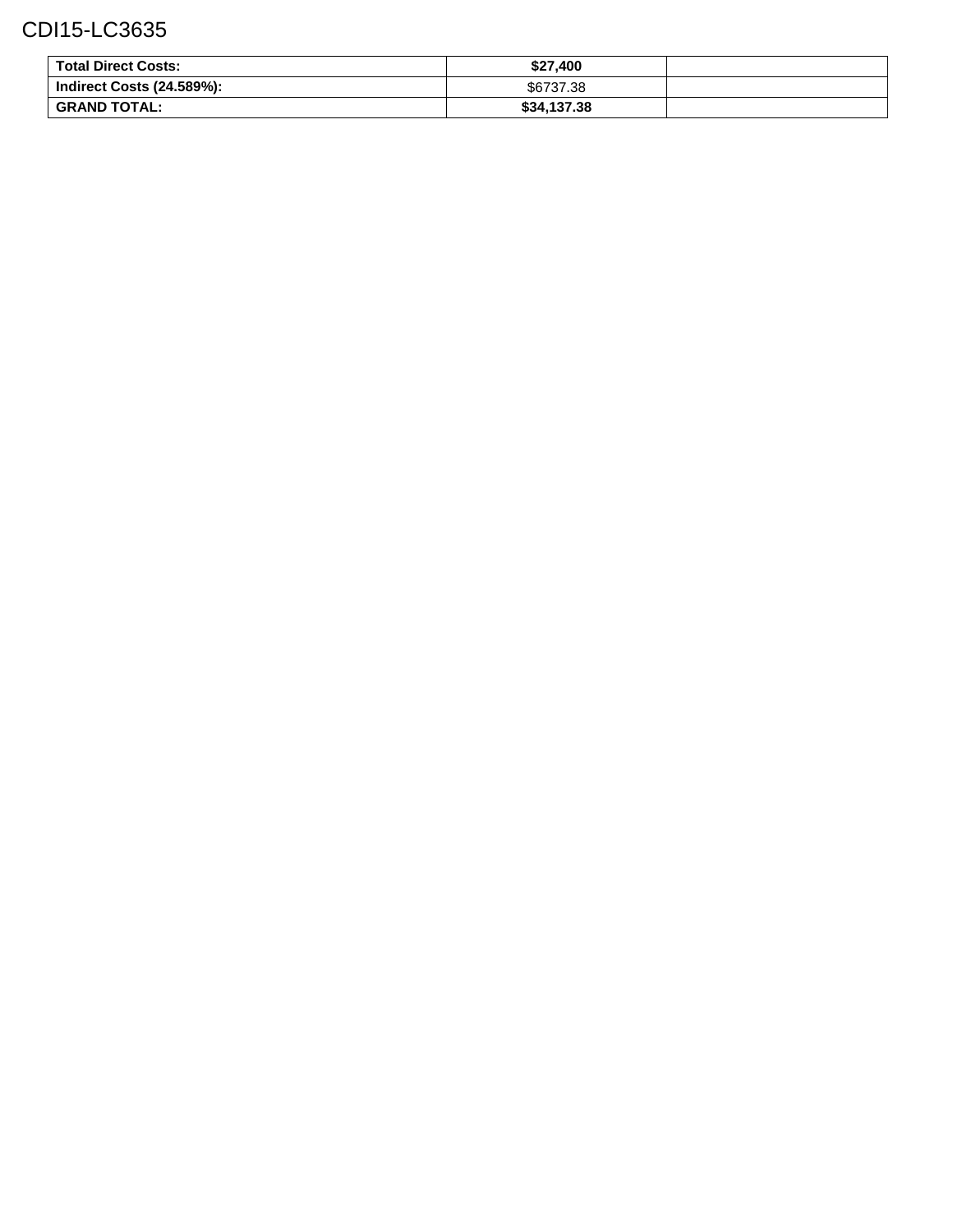CDI15-LC3635

| Total Direct Costs: | $27,400 | |
|---|---|---|
| Indirect Costs (24.589%): | $6737.38 | |
| GRAND TOTAL: | $34,137.38 | |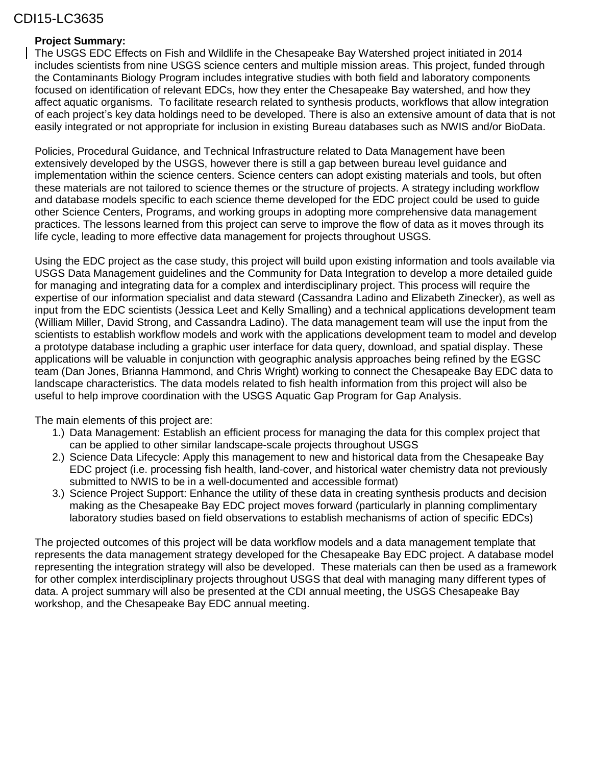CDI15-LC3635

**Project Summary:**

The USGS EDC Effects on Fish and Wildlife in the Chesapeake Bay Watershed project initiated in 2014 includes scientists from nine USGS science centers and multiple mission areas. This project, funded through the Contaminants Biology Program includes integrative studies with both field and laboratory components focused on identification of relevant EDCs, how they enter the Chesapeake Bay watershed, and how they affect aquatic organisms. To facilitate research related to synthesis products, workflows that allow integration of each project's key data holdings need to be developed. There is also an extensive amount of data that is not easily integrated or not appropriate for inclusion in existing Bureau databases such as NWIS and/or BioData.

Policies, Procedural Guidance, and Technical Infrastructure related to Data Management have been extensively developed by the USGS, however there is still a gap between bureau level guidance and implementation within the science centers. Science centers can adopt existing materials and tools, but often these materials are not tailored to science themes or the structure of projects. A strategy including workflow and database models specific to each science theme developed for the EDC project could be used to guide other Science Centers, Programs, and working groups in adopting more comprehensive data management practices. The lessons learned from this project can serve to improve the flow of data as it moves through its life cycle, leading to more effective data management for projects throughout USGS.

Using the EDC project as the case study, this project will build upon existing information and tools available via USGS Data Management guidelines and the Community for Data Integration to develop a more detailed guide for managing and integrating data for a complex and interdisciplinary project. This process will require the expertise of our information specialist and data steward (Cassandra Ladino and Elizabeth Zinecker), as well as input from the EDC scientists (Jessica Leet and Kelly Smalling) and a technical applications development team (William Miller, David Strong, and Cassandra Ladino). The data management team will use the input from the scientists to establish workflow models and work with the applications development team to model and develop a prototype database including a graphic user interface for data query, download, and spatial display. These applications will be valuable in conjunction with geographic analysis approaches being refined by the EGSC team (Dan Jones, Brianna Hammond, and Chris Wright) working to connect the Chesapeake Bay EDC data to landscape characteristics. The data models related to fish health information from this project will also be useful to help improve coordination with the USGS Aquatic Gap Program for Gap Analysis.

The main elements of this project are:

1.) Data Management: Establish an efficient process for managing the data for this complex project that can be applied to other similar landscape-scale projects throughout USGS
2.) Science Data Lifecycle: Apply this management to new and historical data from the Chesapeake Bay EDC project (i.e. processing fish health, land-cover, and historical water chemistry data not previously submitted to NWIS to be in a well-documented and accessible format)
3.) Science Project Support: Enhance the utility of these data in creating synthesis products and decision making as the Chesapeake Bay EDC project moves forward (particularly in planning complimentary laboratory studies based on field observations to establish mechanisms of action of specific EDCs)

The projected outcomes of this project will be data workflow models and a data management template that represents the data management strategy developed for the Chesapeake Bay EDC project. A database model representing the integration strategy will also be developed. These materials can then be used as a framework for other complex interdisciplinary projects throughout USGS that deal with managing many different types of data. A project summary will also be presented at the CDI annual meeting, the USGS Chesapeake Bay workshop, and the Chesapeake Bay EDC annual meeting.